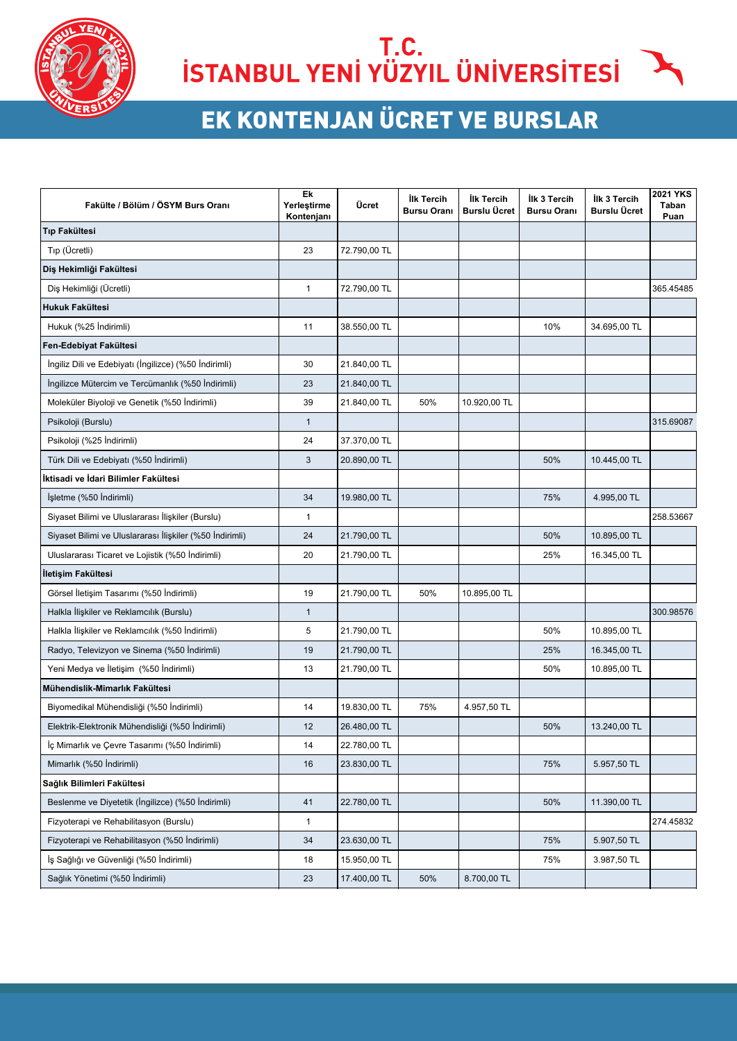# T.C. İSTANBUL YENİ YÜZYIL ÜNİVERSİTESİ

## EK KONTENJAN ÜCRET VE BURSLAR

| Fakülte / Bölüm / ÖSYM Burs Oranı | Ek Yerleştirme Kontenjanı | Ücret | İlk Tercih Bursu Oranı | İlk Tercih Burslu Ücret | İlk 3 Tercih Bursu Oranı | İlk 3 Tercih Burslu Ücret | 2021 YKS Taban Puan |
|---|---|---|---|---|---|---|---|
| **Tıp Fakültesi** | | | | | | | |
| Tıp (Ücretli) | 23 | 72.790,00 TL | | | | | |
| **Diş Hekimliği Fakültesi** | | | | | | | |
| Diş Hekimliği (Ücretli) | 1 | 72.790,00 TL | | | | | 365.45485 |
| **Hukuk Fakültesi** | | | | | | | |
| Hukuk (%25 İndirimli) | 11 | 38.550,00 TL | | | 10% | 34.695,00 TL | |
| **Fen-Edebiyat Fakültesi** | | | | | | | |
| İngiliz Dili ve Edebiyatı (İngilizce) (%50 İndirimli) | 30 | 21.840,00 TL | | | | | |
| İngilizce Mütercim ve Tercümanlık (%50 İndirimli) | 23 | 21.840,00 TL | | | | | |
| Moleküler Biyoloji ve Genetik (%50 İndirimli) | 39 | 21.840,00 TL | 50% | 10.920,00 TL | | | |
| Psikoloji (Burslu) | 1 | | | | | | 315.69087 |
| Psikoloji (%25 İndirimli) | 24 | 37.370,00 TL | | | | | |
| Türk Dili ve Edebiyatı (%50 İndirimli) | 3 | 20.890,00 TL | | | 50% | 10.445,00 TL | |
| **İktisadi ve İdari Bilimler Fakültesi** | | | | | | | |
| İşletme (%50 İndirimli) | 34 | 19.980,00 TL | | | 75% | 4.995,00 TL | |
| Siyaset Bilimi ve Uluslararası İlişkiler (Burslu) | 1 | | | | | | 258.53667 |
| Siyaset Bilimi ve Uluslararası İlişkiler (%50 İndirimli) | 24 | 21.790,00 TL | | | 50% | 10.895,00 TL | |
| Uluslararası Ticaret ve Lojistik (%50 İndirimli) | 20 | 21.790,00 TL | | | 25% | 16.345,00 TL | |
| **İletişim Fakültesi** | | | | | | | |
| Görsel İletişim Tasarımı (%50 İndirimli) | 19 | 21.790,00 TL | 50% | 10.895,00 TL | | | |
| Halkla İlişkiler ve Reklamcılık (Burslu) | 1 | | | | | | 300.98576 |
| Halkla İlişkiler ve Reklamcılık (%50 İndirimli) | 5 | 21.790,00 TL | | | 50% | 10.895,00 TL | |
| Radyo, Televizyon ve Sinema (%50 İndirimli) | 19 | 21.790,00 TL | | | 25% | 16.345,00 TL | |
| Yeni Medya ve İletişim (%50 İndirimli) | 13 | 21.790,00 TL | | | 50% | 10.895,00 TL | |
| **Mühendislik-Mimarlık Fakültesi** | | | | | | | |
| Biyomedikal Mühendisliği (%50 İndirimli) | 14 | 19.830,00 TL | 75% | 4.957,50 TL | | | |
| Elektrik-Elektronik Mühendisliği (%50 İndirimli) | 12 | 26.480,00 TL | | | 50% | 13.240,00 TL | |
| İç Mimarlık ve Çevre Tasarımı (%50 İndirimli) | 14 | 22.780,00 TL | | | | | |
| Mimarlık (%50 İndirimli) | 16 | 23.830,00 TL | | | 75% | 5.957,50 TL | |
| **Sağlık Bilimleri Fakültesi** | | | | | | | |
| Beslenme ve Diyetetik (İngilizce) (%50 İndirimli) | 41 | 22.780,00 TL | | | 50% | 11.390,00 TL | |
| Fizyoterapi ve Rehabilitasyon (Burslu) | 1 | | | | | | 274.45832 |
| Fizyoterapi ve Rehabilitasyon (%50 İndirimli) | 34 | 23.630,00 TL | | | 75% | 5.907,50 TL | |
| İş Sağlığı ve Güvenliği (%50 İndirimli) | 18 | 15.950,00 TL | | | 75% | 3.987,50 TL | |
| Sağlık Yönetimi (%50 İndirimli) | 23 | 17.400,00 TL | 50% | 8.700,00 TL | | | |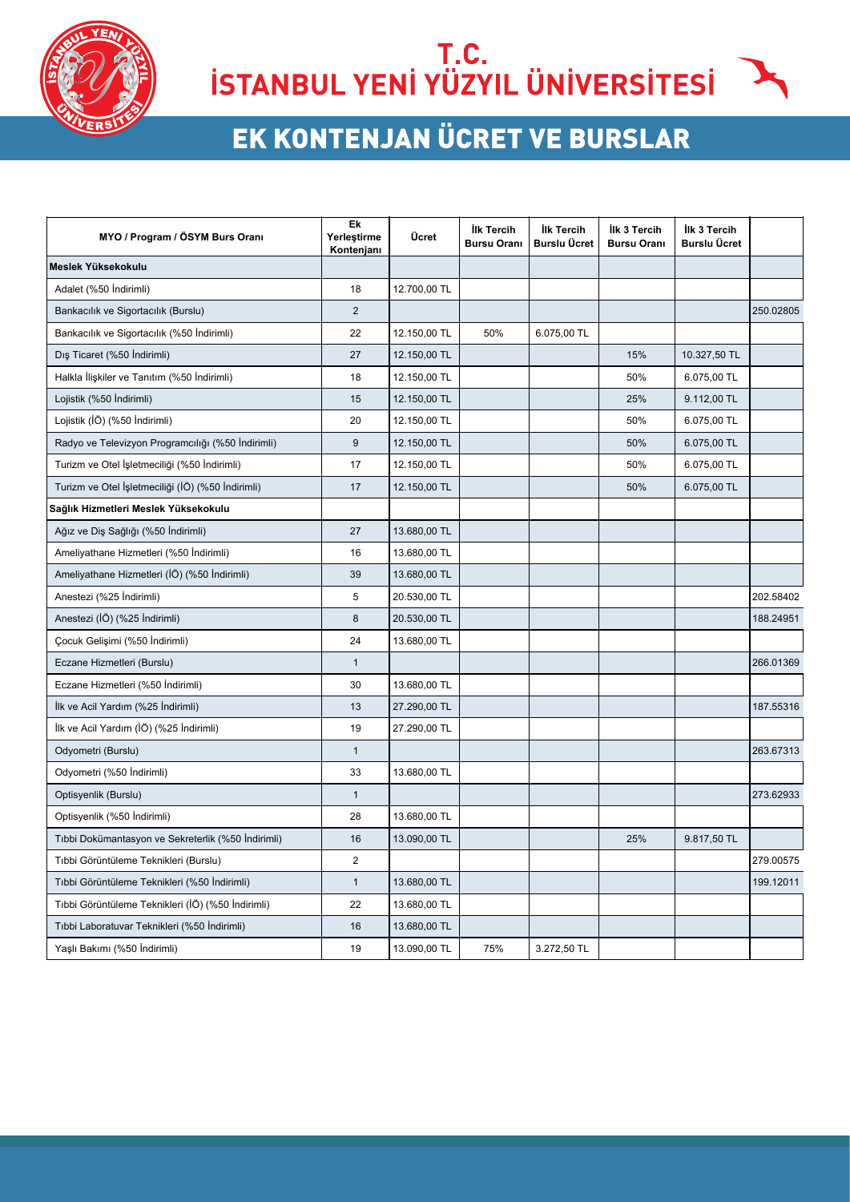# T.C.
# İSTANBUL YENİ YÜZYIL ÜNİVERSİTESİ

## EK KONTENJAN ÜCRET VE BURSLAR

| MYO / Program / ÖSYM Burs Oranı | Ek Yerleştirme Kontenjanı | Ücret | İlk Tercih Bursu Oranı | İlk Tercih Burslu Ücret | İlk 3 Tercih Bursu Oranı | İlk 3 Tercih Burslu Ücret | |
|---|---|---|---|---|---|---|---|
| **Meslek Yüksekokulu** | | | | | | | |
| Adalet (%50 İndirimli) | 18 | 12.700,00 TL | | | | | |
| Bankacılık ve Sigortacılık (Burslu) | 2 | | | | | | 250.02805 |
| Bankacılık ve Sigortacılık (%50 İndirimli) | 22 | 12.150,00 TL | 50% | 6.075,00 TL | | | |
| Dış Ticaret (%50 İndirimli) | 27 | 12.150,00 TL | | | 15% | 10.327,50 TL | |
| Halkla İlişkiler ve Tanıtım (%50 İndirimli) | 18 | 12.150,00 TL | | | 50% | 6.075,00 TL | |
| Lojistik (%50 İndirimli) | 15 | 12.150,00 TL | | | 25% | 9.112,00 TL | |
| Lojistik (İÖ) (%50 İndirimli) | 20 | 12.150,00 TL | | | 50% | 6.075,00 TL | |
| Radyo ve Televizyon Programcılığı (%50 İndirimli) | 9 | 12.150,00 TL | | | 50% | 6.075,00 TL | |
| Turizm ve Otel İşletmeciliği (%50 İndirimli) | 17 | 12.150,00 TL | | | 50% | 6.075,00 TL | |
| Turizm ve Otel İşletmeciliği (İÖ) (%50 İndirimli) | 17 | 12.150,00 TL | | | 50% | 6.075,00 TL | |
| **Sağlık Hizmetleri Meslek Yüksekokulu** | | | | | | | |
| Ağız ve Diş Sağlığı (%50 İndirimli) | 27 | 13.680,00 TL | | | | | |
| Ameliyathane Hizmetleri (%50 İndirimli) | 16 | 13.680,00 TL | | | | | |
| Ameliyathane Hizmetleri (İÖ) (%50 İndirimli) | 39 | 13.680,00 TL | | | | | |
| Anestezi (%25 İndirimli) | 5 | 20.530,00 TL | | | | | 202.58402 |
| Anestezi (İÖ) (%25 İndirimli) | 8 | 20.530,00 TL | | | | | 188.24951 |
| Çocuk Gelişimi (%50 İndirimli) | 24 | 13.680,00 TL | | | | | |
| Eczane Hizmetleri (Burslu) | 1 | | | | | | 266.01369 |
| Eczane Hizmetleri (%50 İndirimli) | 30 | 13.680,00 TL | | | | | |
| İlk ve Acil Yardım (%25 İndirimli) | 13 | 27.290,00 TL | | | | | 187.55316 |
| İlk ve Acil Yardım (İÖ) (%25 İndirimli) | 19 | 27.290,00 TL | | | | | |
| Odyometri (Burslu) | 1 | | | | | | 263.67313 |
| Odyometri (%50 İndirimli) | 33 | 13.680,00 TL | | | | | |
| Optisyenlik (Burslu) | 1 | | | | | | 273.62933 |
| Optisyenlik (%50 İndirimli) | 28 | 13.680,00 TL | | | | | |
| Tıbbi Dokümantasyon ve Sekreterlik (%50 İndirimli) | 16 | 13.090,00 TL | | | 25% | 9.817,50 TL | |
| Tıbbi Görüntüleme Teknikleri (Burslu) | 2 | | | | | | 279.00575 |
| Tıbbi Görüntüleme Teknikleri (%50 İndirimli) | 1 | 13.680,00 TL | | | | | 199.12011 |
| Tıbbi Görüntüleme Teknikleri (İÖ) (%50 İndirimli) | 22 | 13.680,00 TL | | | | | |
| Tıbbi Laboratuvar Teknikleri (%50 İndirimli) | 16 | 13.680,00 TL | | | | | |
| Yaşlı Bakımı (%50 İndirimli) | 19 | 13.090,00 TL | 75% | 3.272,50 TL | | | |